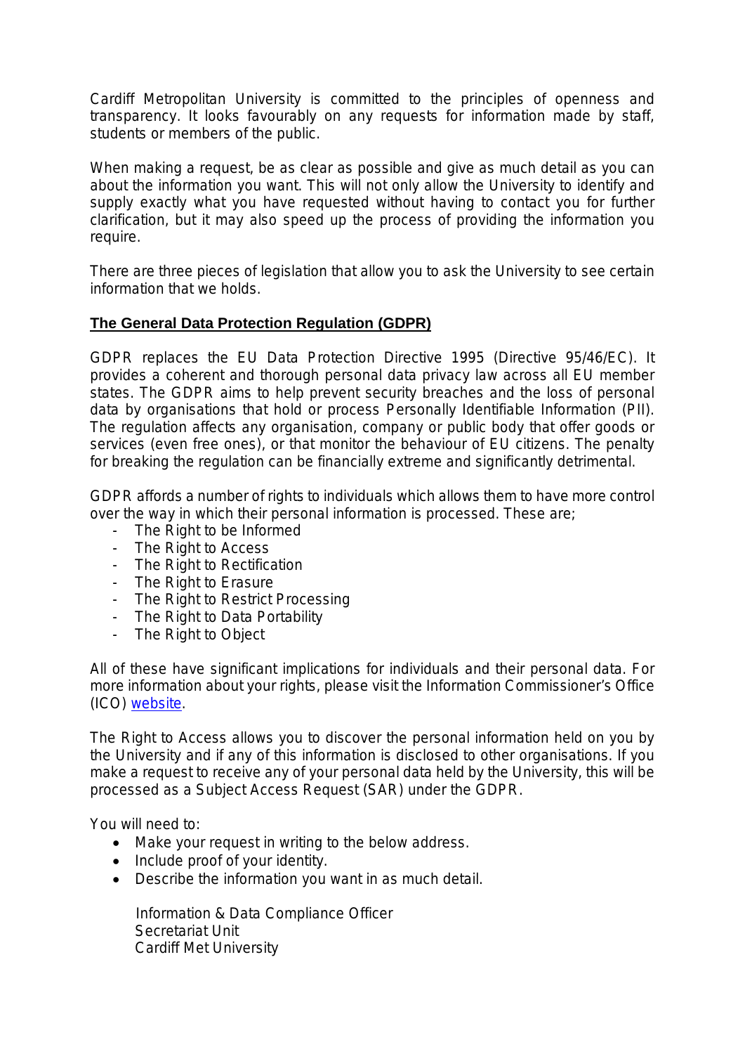Cardiff Metropolitan University is committed to the principles of openness and transparency. It looks favourably on any requests for information made by staff, students or members of the public.

When making a request, be as clear as possible and give as much detail as you can about the information you want. This will not only allow the University to identify and supply exactly what you have requested without having to contact you for further clarification, but it may also speed up the process of providing the information you require.

There are three pieces of legislation that allow you to ask the University to see certain information that we holds.

## The General Data Protection Regulation (GDPR)

GDPR replaces the EU Data Protection Directive 1995 (Directive 95/46/EC). It provides a coherent and thorough personal data privacy law across all EU member states. The GDPR aims to help prevent security breaches and the loss of personal data by organisations that hold or process Personally Identifiable Information (PII). The regulation affects any organisation, company or public body that offer goods or services (even free ones), or that monitor the behaviour of EU citizens. The penalty for breaking the regulation can be financially extreme and significantly detrimental.

GDPR affords a number of rights to individuals which allows them to have more control over the way in which their personal information is processed. These are;

- The Right to be Informed
- The Right to Access
- The Right to Rectification
- The Right to Erasure
- The Right to Restrict Processing
- The Right to Data Portability
- The Right to Object

All of these have significant implications for individuals and their personal data. For more information about your rights, please visit the Information Commissioner's Office (ICO) website.

The Right to Access allows you to discover the personal information held on you by the University and if any of this information is disclosed to other organisations. If you make a request to receive any of your personal data held by the University, this will be processed as a Subject Access Request (SAR) under the GDPR.

You will need to:

- Make your request in writing to the below address.
- Include proof of your identity.
- Describe the information you want in as much detail.

Information & Data Compliance Officer
Secretariat Unit
Cardiff Met University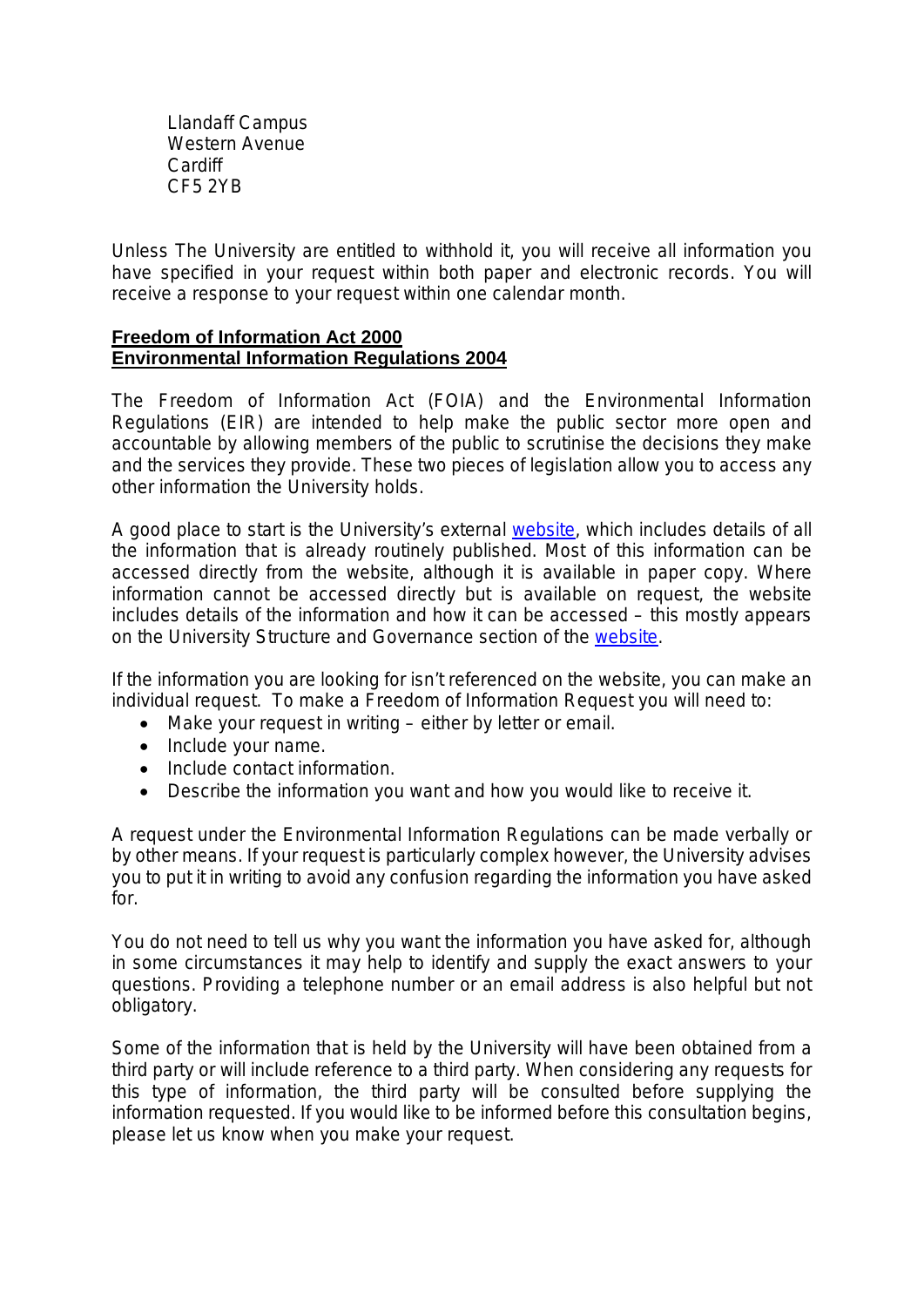Llandaff Campus
Western Avenue
Cardiff
CF5 2YB

Unless The University are entitled to withhold it, you will receive all information you have specified in your request within both paper and electronic records. You will receive a response to your request within one calendar month.

**Freedom of Information Act 2000**
**Environmental Information Regulations 2004**

The Freedom of Information Act (FOIA) and the Environmental Information Regulations (EIR) are intended to help make the public sector more open and accountable by allowing members of the public to scrutinise the decisions they make and the services they provide. These two pieces of legislation allow you to access any other information the University holds.

A good place to start is the University's external website, which includes details of all the information that is already routinely published. Most of this information can be accessed directly from the website, although it is available in paper copy. Where information cannot be accessed directly but is available on request, the website includes details of the information and how it can be accessed – this mostly appears on the University Structure and Governance section of the website.

If the information you are looking for isn't referenced on the website, you can make an individual request. To make a Freedom of Information Request you will need to:

- Make your request in writing – either by letter or email.
- Include your name.
- Include contact information.
- Describe the information you want and how you would like to receive it.

A request under the Environmental Information Regulations can be made verbally or by other means. If your request is particularly complex however, the University advises you to put it in writing to avoid any confusion regarding the information you have asked for.

You do not need to tell us why you want the information you have asked for, although in some circumstances it may help to identify and supply the exact answers to your questions. Providing a telephone number or an email address is also helpful but not obligatory.

Some of the information that is held by the University will have been obtained from a third party or will include reference to a third party. When considering any requests for this type of information, the third party will be consulted before supplying the information requested. If you would like to be informed before this consultation begins, please let us know when you make your request.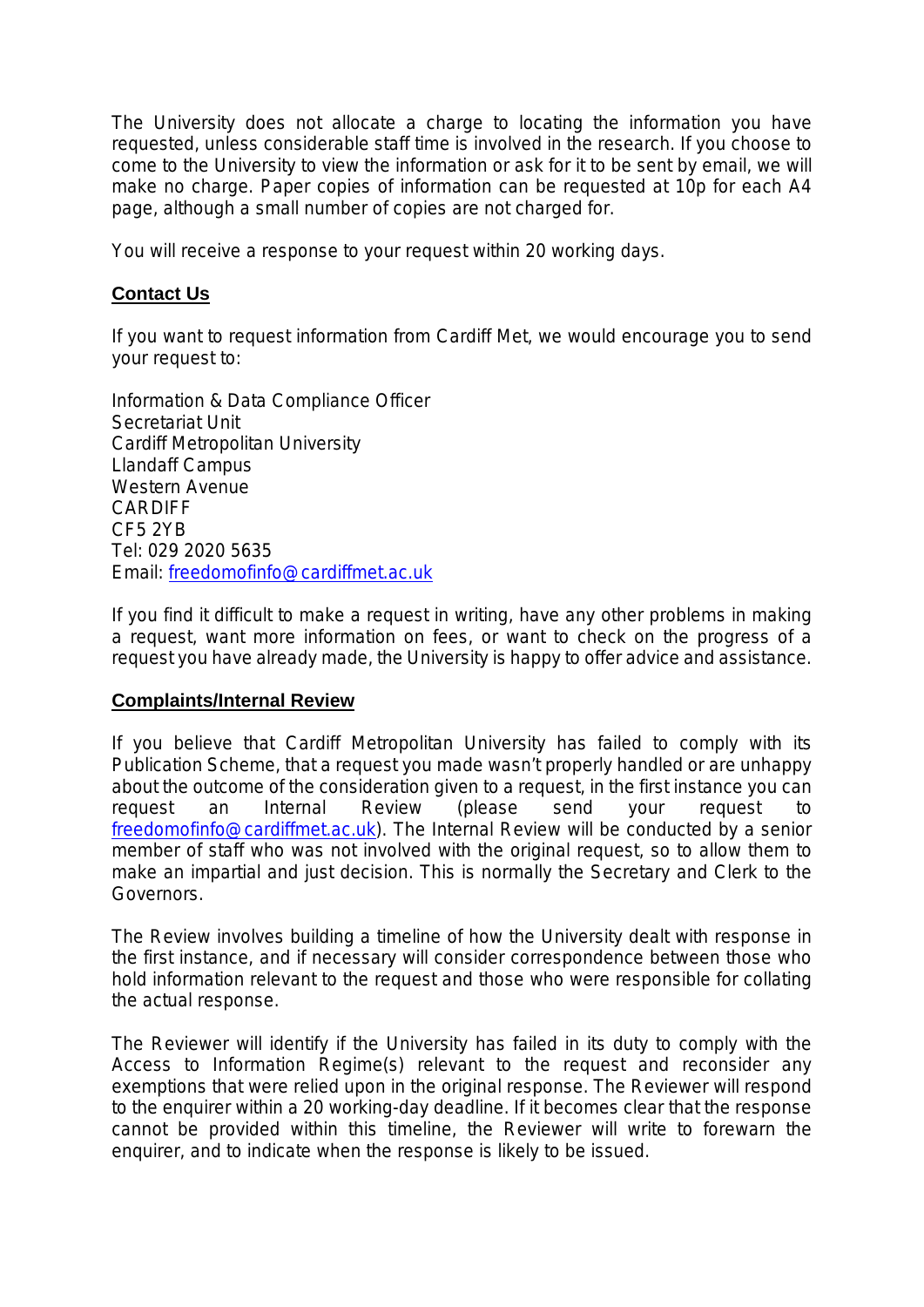The University does not allocate a charge to locating the information you have requested, unless considerable staff time is involved in the research. If you choose to come to the University to view the information or ask for it to be sent by email, we will make no charge. Paper copies of information can be requested at 10p for each A4 page, although a small number of copies are not charged for.

You will receive a response to your request within 20 working days.

## Contact Us

If you want to request information from Cardiff Met, we would encourage you to send your request to:

Information & Data Compliance Officer
Secretariat Unit
Cardiff Metropolitan University
Llandaff Campus
Western Avenue
CARDIFF
CF5 2YB
Tel: 029 2020 5635
Email: [freedomofinfo@cardiffmet.ac.uk](mailto:freedomofinfo@cardiffmet.ac.uk)

If you find it difficult to make a request in writing, have any other problems in making a request, want more information on fees, or want to check on the progress of a request you have already made, the University is happy to offer advice and assistance.

## Complaints/Internal Review

If you believe that Cardiff Metropolitan University has failed to comply with its Publication Scheme, that a request you made wasn't properly handled or are unhappy about the outcome of the consideration given to a request, in the first instance you can request an Internal Review (please send your request to [freedomofinfo@cardiffmet.ac.uk](mailto:freedomofinfo@cardiffmet.ac.uk)). The Internal Review will be conducted by a senior member of staff who was not involved with the original request, so to allow them to make an impartial and just decision. This is normally the Secretary and Clerk to the Governors.

The Review involves building a timeline of how the University dealt with response in the first instance, and if necessary will consider correspondence between those who hold information relevant to the request and those who were responsible for collating the actual response.

The Reviewer will identify if the University has failed in its duty to comply with the Access to Information Regime(s) relevant to the request and reconsider any exemptions that were relied upon in the original response. The Reviewer will respond to the enquirer within a 20 working-day deadline. If it becomes clear that the response cannot be provided within this timeline, the Reviewer will write to forewarn the enquirer, and to indicate when the response is likely to be issued.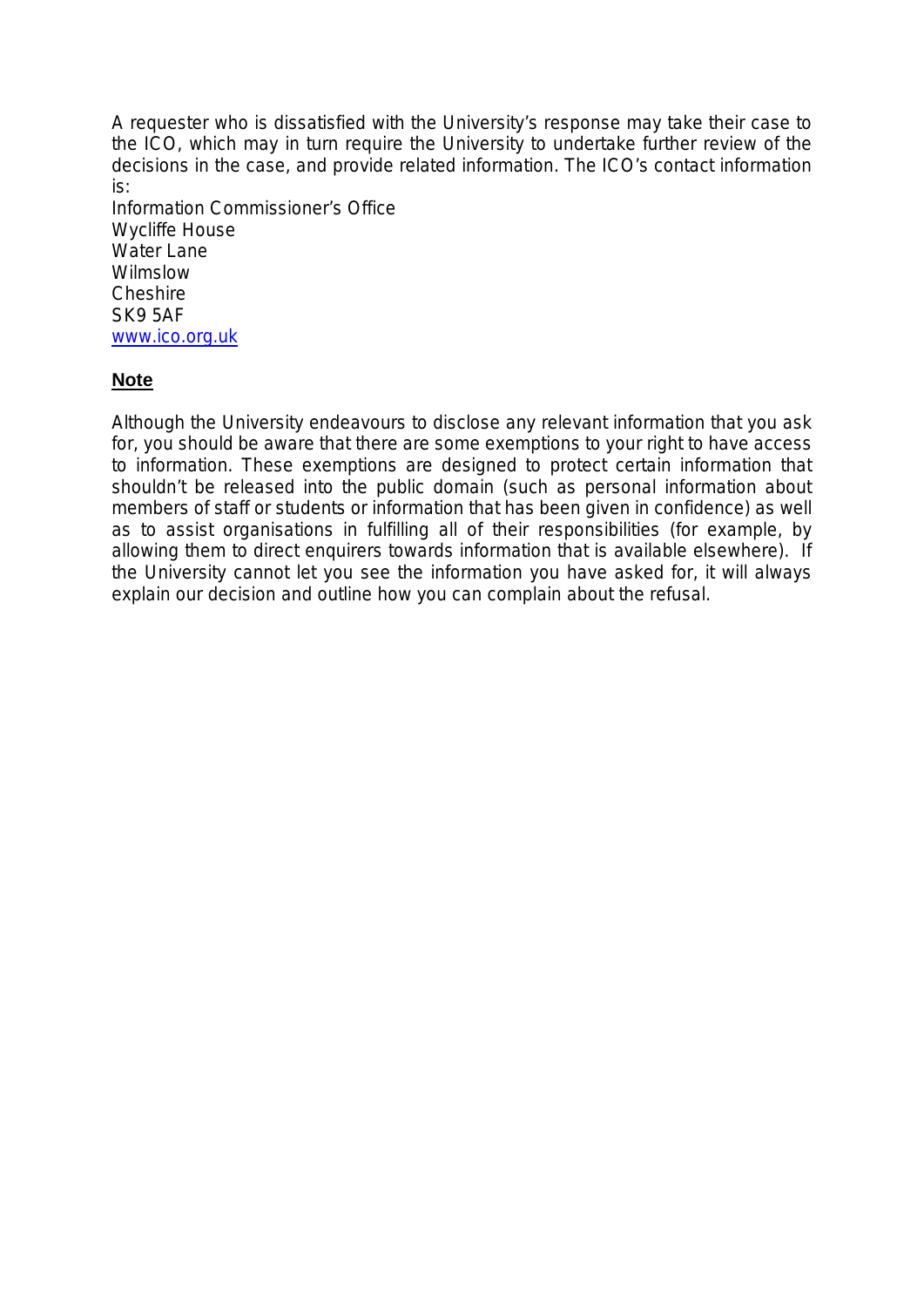A requester who is dissatisfied with the University's response may take their case to the ICO, which may in turn require the University to undertake further review of the decisions in the case, and provide related information. The ICO's contact information is:
Information Commissioner's Office
Wycliffe House
Water Lane
Wilmslow
Cheshire
SK9 5AF
[www.ico.org.uk](http://www.ico.org.uk)

**Note**

Although the University endeavours to disclose any relevant information that you ask for, you should be aware that there are some exemptions to your right to have access to information. These exemptions are designed to protect certain information that shouldn't be released into the public domain (such as personal information about members of staff or students or information that has been given in confidence) as well as to assist organisations in fulfilling all of their responsibilities (for example, by allowing them to direct enquirers towards information that is available elsewhere). If the University cannot let you see the information you have asked for, it will always explain our decision and outline how you can complain about the refusal.